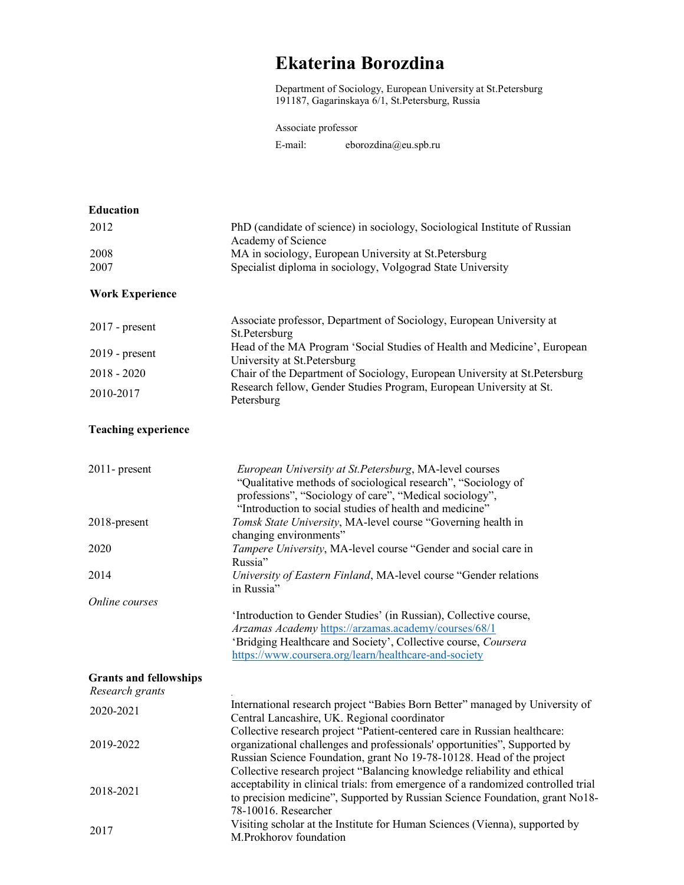# Ekaterina Borozdina

Department of Sociology, European University at St.Petersburg
191187, Gagarinskaya 6/1, St.Petersburg, Russia

Associate professor

E-mail: eborozdina@eu.spb.ru

## Education

| | |
|---|---|
| 2012 | PhD (candidate of science) in sociology, Sociological Institute of Russian Academy of Science |
| 2008 | MA in sociology, European University at St.Petersburg |
| 2007 | Specialist diploma in sociology, Volgograd State University |

## Work Experience

| | |
|---|---|
| 2017 - present | Associate professor, Department of Sociology, European University at St.Petersburg |
| 2019 - present | Head of the MA Program 'Social Studies of Health and Medicine', European University at St.Petersburg |
| 2018 - 2020 | Chair of the Department of Sociology, European University at St.Petersburg |
| 2010-2017 | Research fellow, Gender Studies Program, European University at St. Petersburg |

## Teaching experience

| | |
|---|---|
| 2011- present | *European University at St.Petersburg*, MA-level courses "Qualitative methods of sociological research", "Sociology of professions", "Sociology of care", "Medical sociology", "Introduction to social studies of health and medicine" |
| 2018-present | *Tomsk State University*, MA-level course "Governing health in changing environments" |
| 2020 | *Tampere University*, MA-level course "Gender and social care in Russia" |
| 2014 | *University of Eastern Finland*, MA-level course "Gender relations in Russia" |
| *Online courses* | 'Introduction to Gender Studies' (in Russian), Collective course, *Arzamas Academy* https://arzamas.academy/courses/68/1<br>'Bridging Healthcare and Society', Collective course, *Coursera* https://www.coursera.org/learn/healthcare-and-society |

## Grants and fellowships

*Research grants*

| | |
|---|---|
| 2020-2021 | International research project "Babies Born Better" managed by University of Central Lancashire, UK. Regional coordinator |
| 2019-2022 | Collective research project "Patient-centered care in Russian healthcare: organizational challenges and professionals' opportunities", Supported by Russian Science Foundation, grant No 19-78-10128. Head of the project |
| 2018-2021 | Collective research project "Balancing knowledge reliability and ethical acceptability in clinical trials: from emergence of a randomized controlled trial to precision medicine", Supported by Russian Science Foundation, grant No18-78-10016. Researcher |
| 2017 | Visiting scholar at the Institute for Human Sciences (Vienna), supported by M.Prokhorov foundation |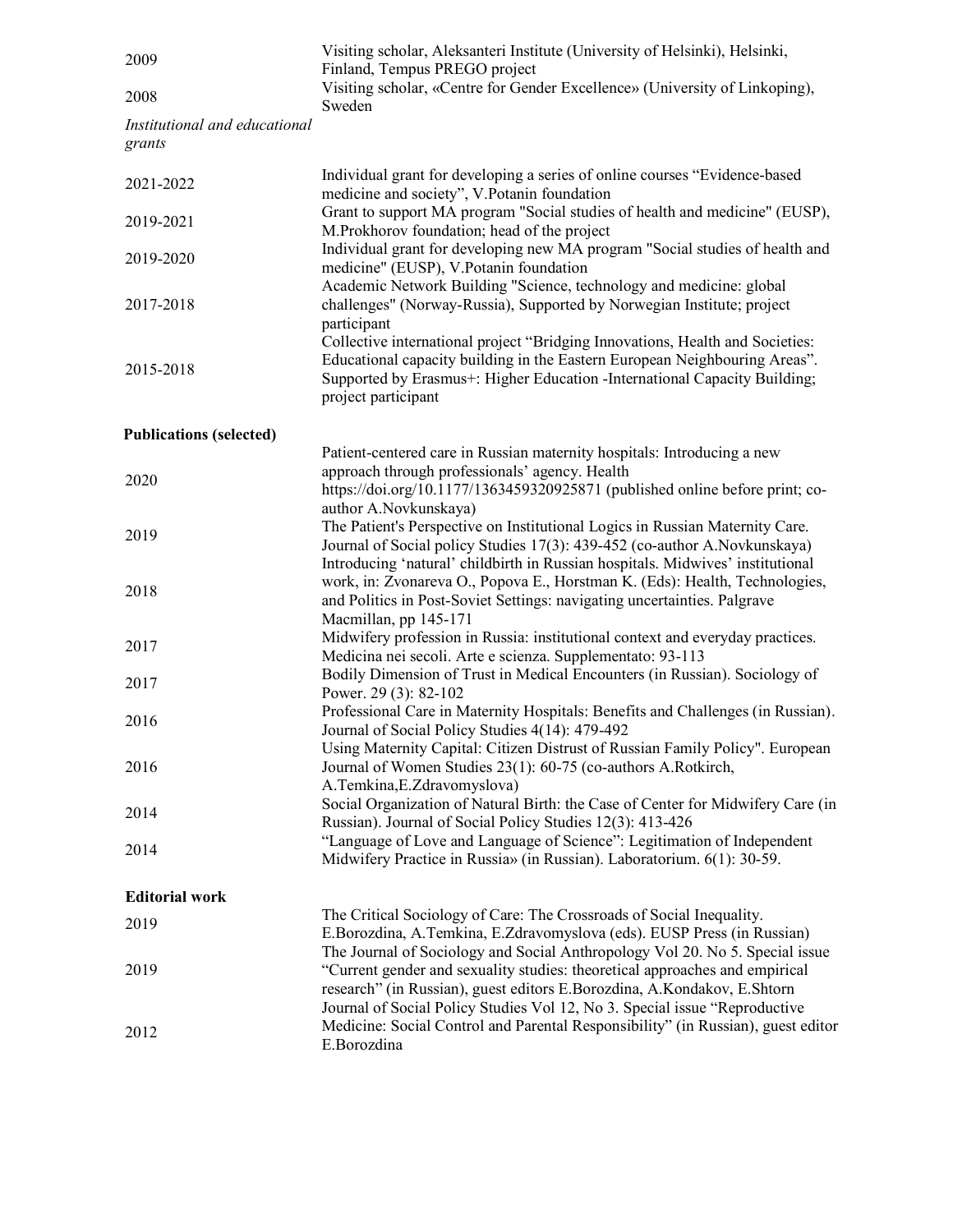| | |
|---|---|
| 2009 | Visiting scholar, Aleksanteri Institute (University of Helsinki), Helsinki, Finland, Tempus PREGO project |
| 2008 | Visiting scholar, «Centre for Gender Excellence» (University of Linkoping), Sweden |

*Institutional and educational grants*

| | |
|---|---|
| 2021-2022 | Individual grant for developing a series of online courses “Evidence-based medicine and society”, V.Potanin foundation |
| 2019-2021 | Grant to support MA program "Social studies of health and medicine" (EUSP), M.Prokhorov foundation; head of the project |
| 2019-2020 | Individual grant for developing new MA program "Social studies of health and medicine" (EUSP), V.Potanin foundation |
| 2017-2018 | Academic Network Building "Science, technology and medicine: global challenges" (Norway-Russia), Supported by Norwegian Institute; project participant |
| 2015-2018 | Collective international project “Bridging Innovations, Health and Societies: Educational capacity building in the Eastern European Neighbouring Areas”. Supported by Erasmus+: Higher Education -International Capacity Building; project participant |

**Publications (selected)**

| | |
|---|---|
| 2020 | Patient-centered care in Russian maternity hospitals: Introducing a new approach through professionals’ agency. Health https://doi.org/10.1177/1363459320925871 (published online before print; co-author A.Novkunskaya) |
| 2019 | The Patient's Perspective on Institutional Logics in Russian Maternity Care. Journal of Social policy Studies 17(3): 439-452 (co-author A.Novkunskaya) |
| 2018 | Introducing ‘natural’ childbirth in Russian hospitals. Midwives’ institutional work, in: Zvonareva O., Popova E., Horstman K. (Eds): Health, Technologies, and Politics in Post-Soviet Settings: navigating uncertainties. Palgrave Macmillan, pp 145-171 |
| 2017 | Midwifery profession in Russia: institutional context and everyday practices. Medicina nei secoli. Arte e scienza. Supplementato: 93-113 |
| 2017 | Bodily Dimension of Trust in Medical Encounters (in Russian). Sociology of Power. 29 (3): 82-102 |
| 2016 | Professional Care in Maternity Hospitals: Benefits and Challenges (in Russian). Journal of Social Policy Studies 4(14): 479-492 |
| 2016 | Using Maternity Capital: Citizen Distrust of Russian Family Policy". European Journal of Women Studies 23(1): 60-75 (co-authors A.Rotkirch, A.Temkina,E.Zdravomyslova) |
| 2014 | Social Organization of Natural Birth: the Case of Center for Midwifery Care (in Russian). Journal of Social Policy Studies 12(3): 413-426 |
| 2014 | “Language of Love and Language of Science”: Legitimation of Independent Midwifery Practice in Russia» (in Russian). Laboratorium. 6(1): 30-59. |

**Editorial work**

| | |
|---|---|
| 2019 | The Critical Sociology of Care: The Crossroads of Social Inequality. E.Borozdina, A.Temkina, E.Zdravomyslova (eds). EUSP Press (in Russian) |
| 2019 | The Journal of Sociology and Social Anthropology Vol 20. No 5. Special issue “Current gender and sexuality studies: theoretical approaches and empirical research” (in Russian), guest editors E.Borozdina, A.Kondakov, E.Shtorn |
| 2012 | Journal of Social Policy Studies Vol 12, No 3. Special issue “Reproductive Medicine: Social Control and Parental Responsibility” (in Russian), guest editor E.Borozdina |